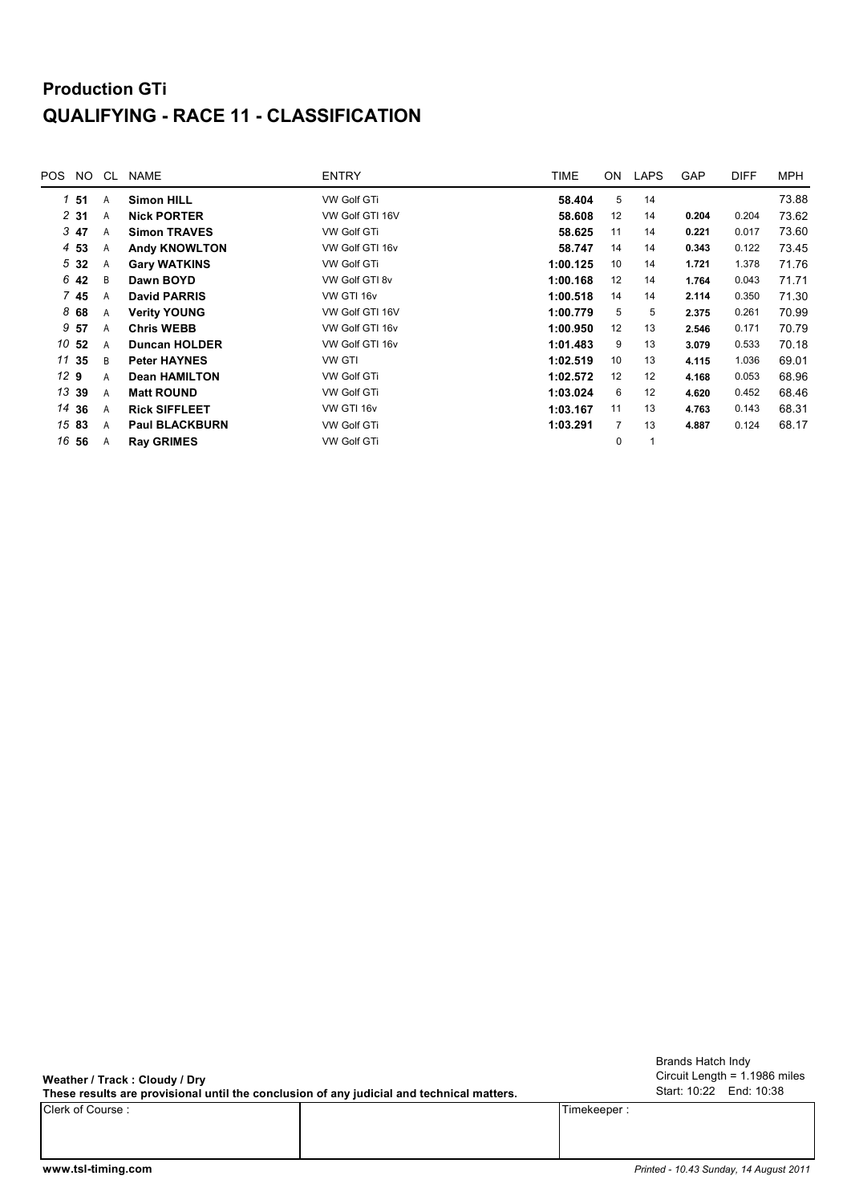# Production GTi

# QUALIFYING - RACE 11 - CLASSIFICATION

| POS | NO | CL | NAME | ENTRY | TIME | ON | LAPS | GAP | DIFF | MPH |
|---|---|---|---|---|---|---|---|---|---|---|
| 1 | **51** | A | **Simon HILL** | VW Golf GTi | **58.404** | 5 | 14 | | | 73.88 |
| 2 | **31** | A | **Nick PORTER** | VW Golf GTI 16V | **58.608** | 12 | 14 | **0.204** | 0.204 | 73.62 |
| 3 | **47** | A | **Simon TRAVES** | VW Golf GTi | **58.625** | 11 | 14 | **0.221** | 0.017 | 73.60 |
| 4 | **53** | A | **Andy KNOWLTON** | VW Golf GTI 16v | **58.747** | 14 | 14 | **0.343** | 0.122 | 73.45 |
| 5 | **32** | A | **Gary WATKINS** | VW Golf GTi | **1:00.125** | 10 | 14 | **1.721** | 1.378 | 71.76 |
| 6 | **42** | B | **Dawn BOYD** | VW Golf GTI 8v | **1:00.168** | 12 | 14 | **1.764** | 0.043 | 71.71 |
| 7 | **45** | A | **David PARRIS** | VW GTI 16v | **1:00.518** | 14 | 14 | **2.114** | 0.350 | 71.30 |
| 8 | **68** | A | **Verity YOUNG** | VW Golf GTI 16V | **1:00.779** | 5 | 5 | **2.375** | 0.261 | 70.99 |
| 9 | **57** | A | **Chris WEBB** | VW Golf GTI 16v | **1:00.950** | 12 | 13 | **2.546** | 0.171 | 70.79 |
| 10 | **52** | A | **Duncan HOLDER** | VW Golf GTI 16v | **1:01.483** | 9 | 13 | **3.079** | 0.533 | 70.18 |
| 11 | **35** | B | **Peter HAYNES** | VW GTI | **1:02.519** | 10 | 13 | **4.115** | 1.036 | 69.01 |
| 12 | **9** | A | **Dean HAMILTON** | VW Golf GTi | **1:02.572** | 12 | 12 | **4.168** | 0.053 | 68.96 |
| 13 | **39** | A | **Matt ROUND** | VW Golf GTi | **1:03.024** | 6 | 12 | **4.620** | 0.452 | 68.46 |
| 14 | **36** | A | **Rick SIFFLEET** | VW GTI 16v | **1:03.167** | 11 | 13 | **4.763** | 0.143 | 68.31 |
| 15 | **83** | A | **Paul BLACKBURN** | VW Golf GTi | **1:03.291** | 7 | 13 | **4.887** | 0.124 | 68.17 |
| 16 | **56** | A | **Ray GRIMES** | VW Golf GTi | | 0 | 1 | | | |

**Weather / Track : Cloudy / Dry**

**These results are provisional until the conclusion of any judicial and technical matters.**

Brands Hatch Indy
Circuit Length = 1.1986 miles
Start: 10:22 End: 10:38

| Clerk of Course : | | Timekeeper : |
|---|---|---|
| | | |

**www.tsl-timing.com**

*Printed - 10.43 Sunday, 14 August 2011*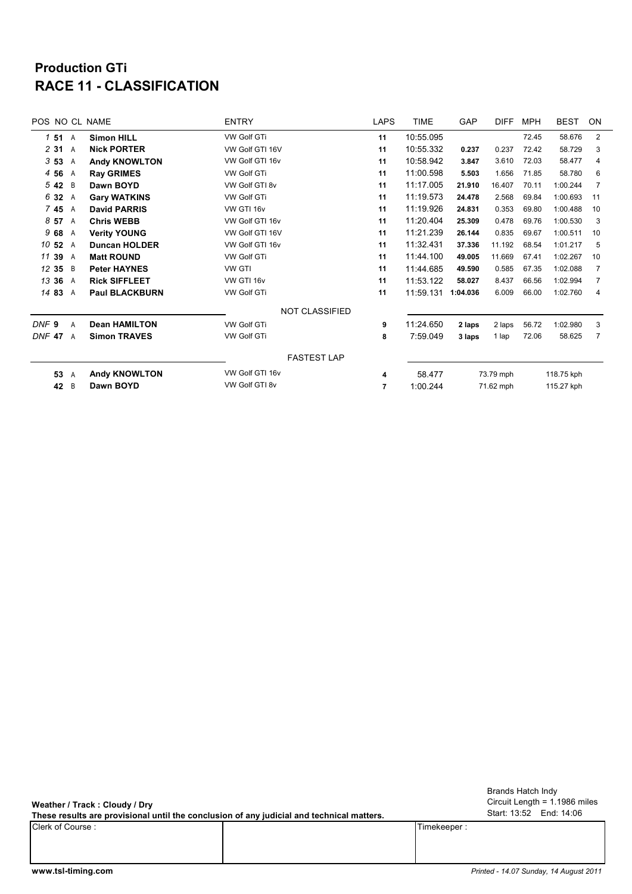## Production GTi
# RACE 11 - CLASSIFICATION

| POS | NO | CL | NAME | ENTRY | LAPS | TIME | GAP | DIFF | MPH | BEST | ON |
|---|---|---|---|---|---|---|---|---|---|---|---|
| 1 | 51 | A | Simon HILL | VW Golf GTi | 11 | 10:55.095 | | | 72.45 | 58.676 | 2 |
| 2 | 31 | A | Nick PORTER | VW Golf GTI 16V | 11 | 10:55.332 | 0.237 | 0.237 | 72.42 | 58.729 | 3 |
| 3 | 53 | A | Andy KNOWLTON | VW Golf GTI 16v | 11 | 10:58.942 | 3.847 | 3.610 | 72.03 | 58.477 | 4 |
| 4 | 56 | A | Ray GRIMES | VW Golf GTi | 11 | 11:00.598 | 5.503 | 1.656 | 71.85 | 58.780 | 6 |
| 5 | 42 | B | Dawn BOYD | VW Golf GTI 8v | 11 | 11:17.005 | 21.910 | 16.407 | 70.11 | 1:00.244 | 7 |
| 6 | 32 | A | Gary WATKINS | VW Golf GTi | 11 | 11:19.573 | 24.478 | 2.568 | 69.84 | 1:00.693 | 11 |
| 7 | 45 | A | David PARRIS | VW GTI 16v | 11 | 11:19.926 | 24.831 | 0.353 | 69.80 | 1:00.488 | 10 |
| 8 | 57 | A | Chris WEBB | VW Golf GTI 16v | 11 | 11:20.404 | 25.309 | 0.478 | 69.76 | 1:00.530 | 3 |
| 9 | 68 | A | Verity YOUNG | VW Golf GTI 16V | 11 | 11:21.239 | 26.144 | 0.835 | 69.67 | 1:00.511 | 10 |
| 10 | 52 | A | Duncan HOLDER | VW Golf GTI 16v | 11 | 11:32.431 | 37.336 | 11.192 | 68.54 | 1:01.217 | 5 |
| 11 | 39 | A | Matt ROUND | VW Golf GTi | 11 | 11:44.100 | 49.005 | 11.669 | 67.41 | 1:02.267 | 10 |
| 12 | 35 | B | Peter HAYNES | VW GTI | 11 | 11:44.685 | 49.590 | 0.585 | 67.35 | 1:02.088 | 7 |
| 13 | 36 | A | Rick SIFFLEET | VW GTI 16v | 11 | 11:53.122 | 58.027 | 8.437 | 66.56 | 1:02.994 | 7 |
| 14 | 83 | A | Paul BLACKBURN | VW Golf GTi | 11 | 11:59.131 | 1:04.036 | 6.009 | 66.00 | 1:02.760 | 4 |
| | | | | NOT CLASSIFIED | | | | | | | |
| DNF | 9 | A | Dean HAMILTON | VW Golf GTi | 9 | 11:24.650 | 2 laps | 2 laps | 56.72 | 1:02.980 | 3 |
| DNF | 47 | A | Simon TRAVES | VW Golf GTi | 8 | 7:59.049 | 3 laps | 1 lap | 72.06 | 58.625 | 7 |

FASTEST LAP

| NO | CL | NAME | ENTRY | LAP | TIME | MPH | KPH |
|---|---|---|---|---|---|---|---|
| 53 | A | Andy KNOWLTON | VW Golf GTI 16v | 4 | 58.477 | 73.79 mph | 118.75 kph |
| 42 | B | Dawn BOYD | VW Golf GTI 8v | 7 | 1:00.244 | 71.62 mph | 115.27 kph |

Weather / Track : Cloudy / Dry

These results are provisional until the conclusion of any judicial and technical matters.

Brands Hatch Indy
Circuit Length = 1.1986 miles
Start: 13:52 End: 14:06

| Clerk of Course : | | Timekeeper : |
|---|---|---|
| | | |

www.tsl-timing.com

*Printed - 14.07 Sunday, 14 August 2011*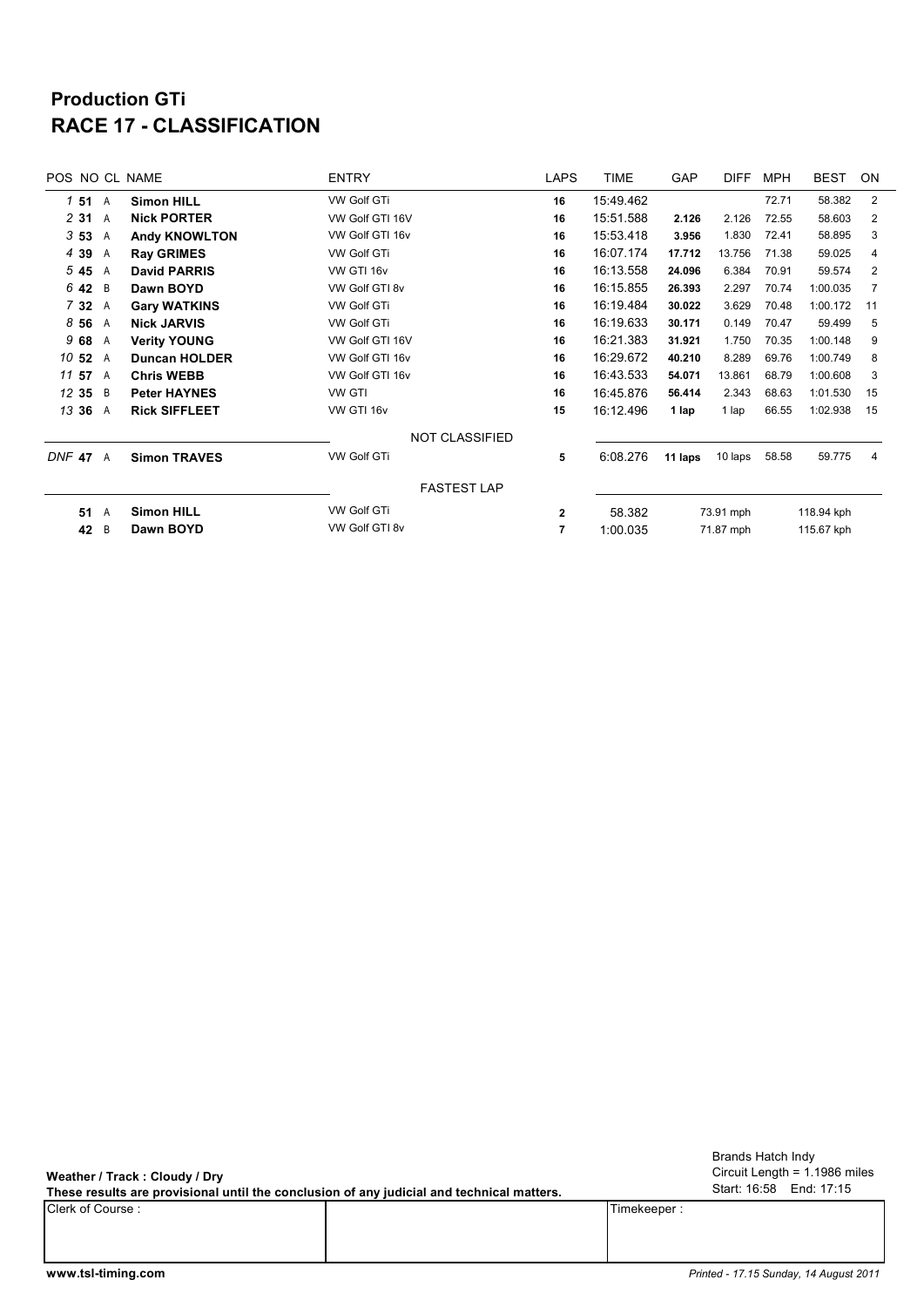# Production GTi
# RACE 17 - CLASSIFICATION

| POS | NO | CL | NAME | ENTRY | LAPS | TIME | GAP | DIFF | MPH | BEST | ON |
|---|---|---|---|---|---|---|---|---|---|---|---|
| 1 | 51 | A | **Simon HILL** | VW Golf GTi | 16 | 15:49.462 | | | 72.71 | 58.382 | 2 |
| 2 | 31 | A | **Nick PORTER** | VW Golf GTI 16V | 16 | 15:51.588 | 2.126 | 2.126 | 72.55 | 58.603 | 2 |
| 3 | 53 | A | **Andy KNOWLTON** | VW Golf GTI 16v | 16 | 15:53.418 | 3.956 | 1.830 | 72.41 | 58.895 | 3 |
| 4 | 39 | A | **Ray GRIMES** | VW Golf GTi | 16 | 16:07.174 | 17.712 | 13.756 | 71.38 | 59.025 | 4 |
| 5 | 45 | A | **David PARRIS** | VW GTI 16v | 16 | 16:13.558 | 24.096 | 6.384 | 70.91 | 59.574 | 2 |
| 6 | 42 | B | **Dawn BOYD** | VW Golf GTI 8v | 16 | 16:15.855 | 26.393 | 2.297 | 70.74 | 1:00.035 | 7 |
| 7 | 32 | A | **Gary WATKINS** | VW Golf GTi | 16 | 16:19.484 | 30.022 | 3.629 | 70.48 | 1:00.172 | 11 |
| 8 | 56 | A | **Nick JARVIS** | VW Golf GTi | 16 | 16:19.633 | 30.171 | 0.149 | 70.47 | 59.499 | 5 |
| 9 | 68 | A | **Verity YOUNG** | VW Golf GTI 16V | 16 | 16:21.383 | 31.921 | 1.750 | 70.35 | 1:00.148 | 9 |
| 10 | 52 | A | **Duncan HOLDER** | VW Golf GTI 16v | 16 | 16:29.672 | 40.210 | 8.289 | 69.76 | 1:00.749 | 8 |
| 11 | 57 | A | **Chris WEBB** | VW Golf GTI 16v | 16 | 16:43.533 | 54.071 | 13.861 | 68.79 | 1:00.608 | 3 |
| 12 | 35 | B | **Peter HAYNES** | VW GTI | 16 | 16:45.876 | 56.414 | 2.343 | 68.63 | 1:01.530 | 15 |
| 13 | 36 | A | **Rick SIFFLEET** | VW GTI 16v | 15 | 16:12.496 | 1 lap | 1 lap | 66.55 | 1:02.938 | 15 |

NOT CLASSIFIED

| POS | NO | CL | NAME | ENTRY | LAPS | TIME | GAP | DIFF | MPH | BEST | ON |
|---|---|---|---|---|---|---|---|---|---|---|---|
| DNF | 47 | A | **Simon TRAVES** | VW Golf GTi | 5 | 6:08.276 | 11 laps | 10 laps | 58.58 | 59.775 | 4 |

FASTEST LAP

| NO | CL | NAME | ENTRY | LAP | TIME | MPH | KPH |
|---|---|---|---|---|---|---|---|
| 51 | A | **Simon HILL** | VW Golf GTi | 2 | 58.382 | 73.91 mph | 118.94 kph |
| 42 | B | **Dawn BOYD** | VW Golf GTI 8v | 7 | 1:00.035 | 71.87 mph | 115.67 kph |

**Weather / Track : Cloudy / Dry**

**These results are provisional until the conclusion of any judicial and technical matters.**

Brands Hatch Indy
Circuit Length = 1.1986 miles
Start: 16:58 End: 17:15

| Clerk of Course : | | Timekeeper : |
|---|---|---|
| | | |

www.tsl-timing.com

*Printed - 17.15 Sunday, 14 August 2011*